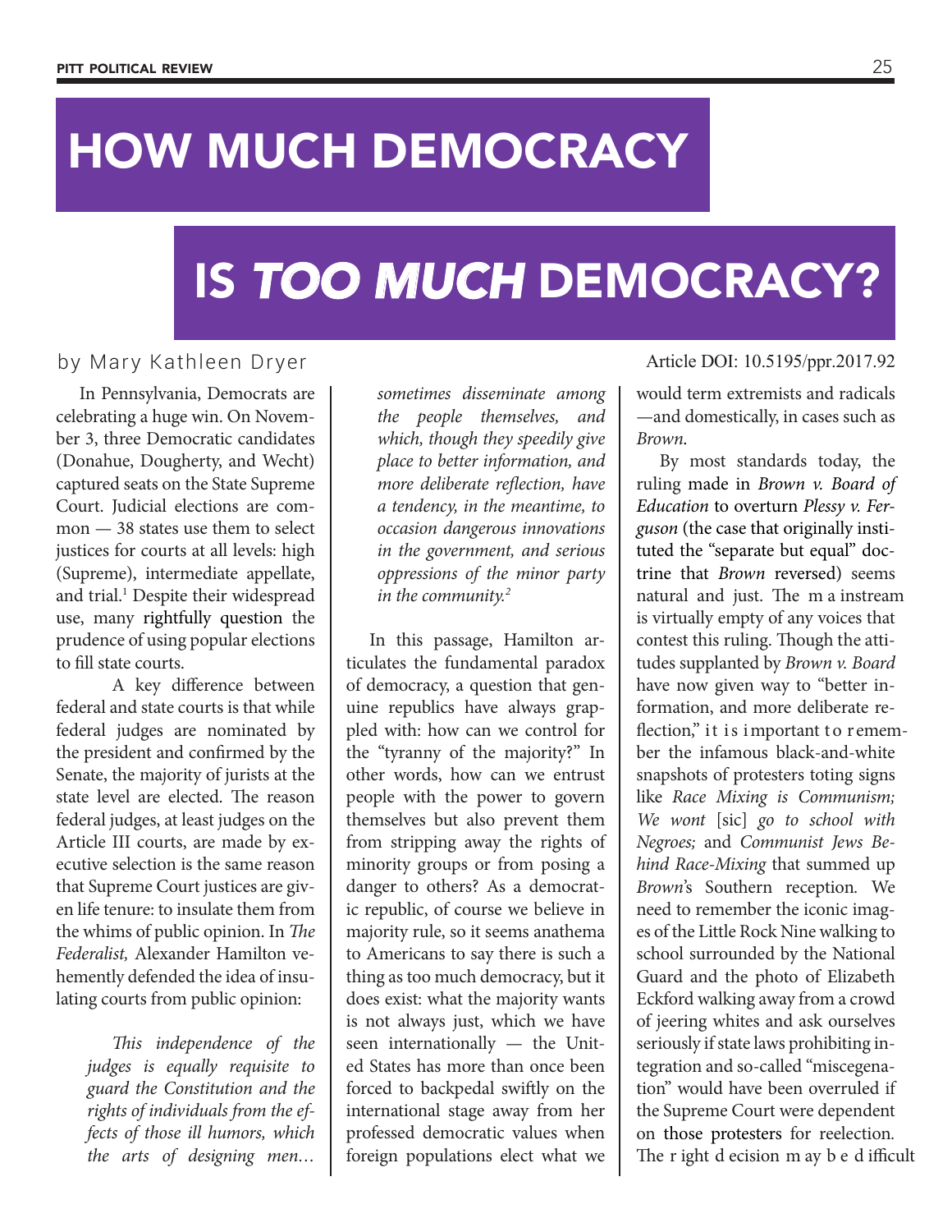# HOW MUCH DEMOCRACY IS *TOO MUCH* DEMOCRACY?

by Mary Kathleen Dryer

Article DOI: 10.5195/ppr.2017.92

In Pennsylvania, Democrats are celebrating a huge win. On November 3, three Democratic candidates (Donahue, Dougherty, and Wecht) captured seats on the State Supreme Court. Judicial elections are common — 38 states use them to select justices for courts at all levels: high (Supreme), intermediate appellate, and trial.[1] Despite their widespread use, many rightfully question the prudence of using popular elections to fill state courts.

A key difference between federal and state courts is that while federal judges are nominated by the president and confirmed by the Senate, the majority of jurists at the state level are elected. The reason federal judges, at least judges on the Article III courts, are made by executive selection is the same reason that Supreme Court justices are given life tenure: to insulate them from the whims of public opinion. In *The Federalist,* Alexander Hamilton vehemently defended the idea of insulating courts from public opinion:

> *This independence of the judges is equally requisite to guard the Constitution and the rights of individuals from the effects of those ill humors, which the arts of designing men… sometimes disseminate among the people themselves, and which, though they speedily give place to better information, and more deliberate reflection, have a tendency, in the meantime, to occasion dangerous innovations in the government, and serious oppressions of the minor party in the community.*[2]

In this passage, Hamilton articulates the fundamental paradox of democracy, a question that genuine republics have always grappled with: how can we control for the "tyranny of the majority?" In other words, how can we entrust people with the power to govern themselves but also prevent them from stripping away the rights of minority groups or from posing a danger to others? As a democratic republic, of course we believe in majority rule, so it seems anathema to Americans to say there is such a thing as too much democracy, but it does exist: what the majority wants is not always just, which we have seen internationally — the United States has more than once been forced to backpedal swiftly on the international stage away from her professed democratic values when foreign populations elect what we would term extremists and radicals —and domestically, in cases such as *Brown*.

By most standards today, the ruling made in *Brown v. Board of Education* to overturn *Plessy v. Ferguson* (the case that originally instituted the "separate but equal" doctrine that *Brown* reversed) seems natural and just. The mainstream is virtually empty of any voices that contest this ruling. Though the attitudes supplanted by *Brown v. Board* have now given way to "better information, and more deliberate reflection," it is important to remember the infamous black-and-white snapshots of protesters toting signs like *Race Mixing is Communism; We wont* [sic] *go to school with Negroes;* and *Communist Jews Behind Race-Mixing* that summed up *Brown*'s Southern reception. We need to remember the iconic images of the Little Rock Nine walking to school surrounded by the National Guard and the photo of Elizabeth Eckford walking away from a crowd of jeering whites and ask ourselves seriously if state laws prohibiting integration and so-called "miscegenation" would have been overruled if the Supreme Court were dependent on those protesters for reelection. The right decision may be difficult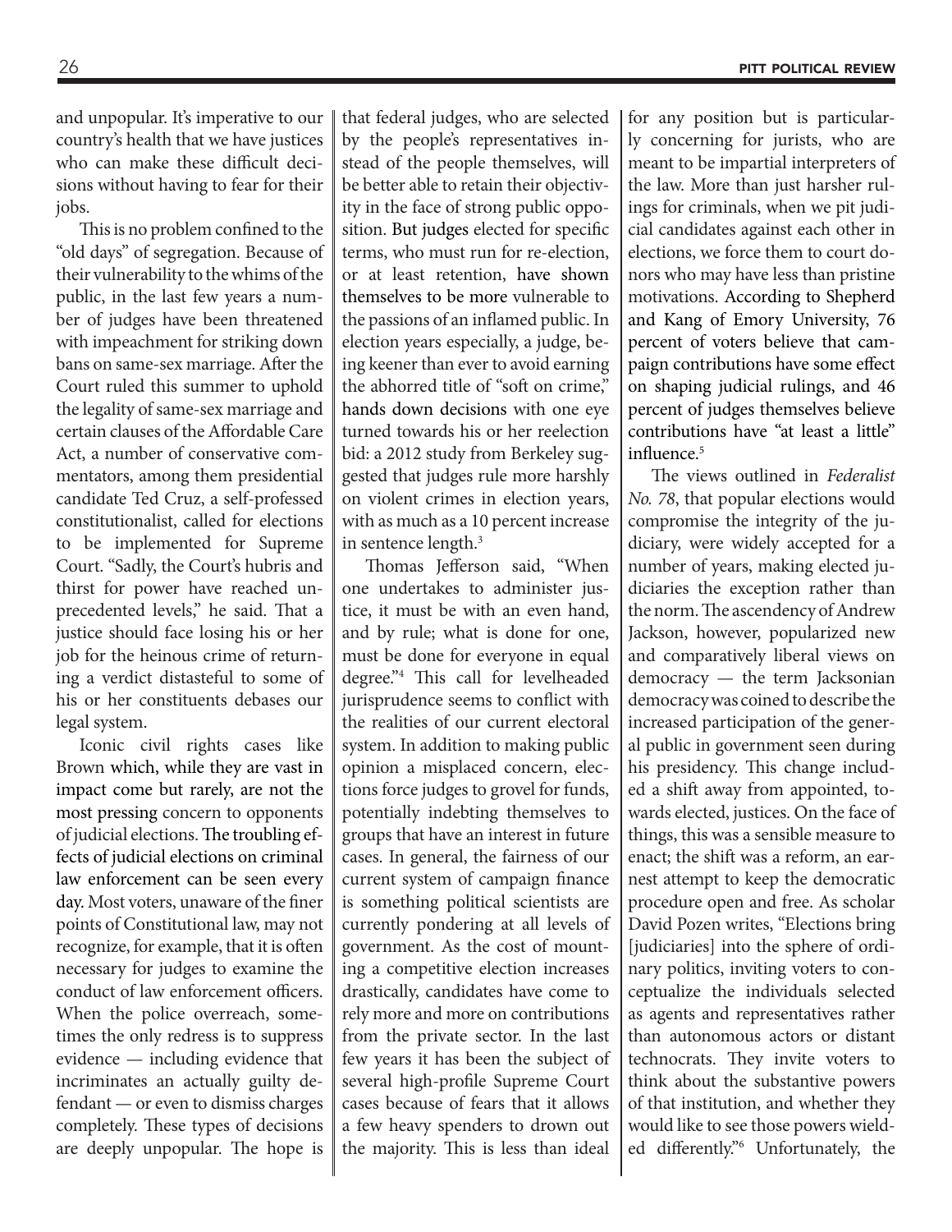and unpopular. It's imperative to our country's health that we have justices who can make these difficult decisions without having to fear for their jobs.

This is no problem confined to the "old days" of segregation. Because of their vulnerability to the whims of the public, in the last few years a number of judges have been threatened with impeachment for striking down bans on same-sex marriage. After the Court ruled this summer to uphold the legality of same-sex marriage and certain clauses of the Affordable Care Act, a number of conservative commentators, among them presidential candidate Ted Cruz, a self-professed constitutionalist, called for elections to be implemented for Supreme Court. "Sadly, the Court's hubris and thirst for power have reached unprecedented levels," he said. That a justice should face losing his or her job for the heinous crime of returning a verdict distasteful to some of his or her constituents debases our legal system.

Iconic civil rights cases like Brown which, while they are vast in impact come but rarely, are not the most pressing concern to opponents of judicial elections. The troubling effects of judicial elections on criminal law enforcement can be seen every day. Most voters, unaware of the finer points of Constitutional law, may not recognize, for example, that it is often necessary for judges to examine the conduct of law enforcement officers. When the police overreach, sometimes the only redress is to suppress evidence — including evidence that incriminates an actually guilty defendant — or even to dismiss charges completely. These types of decisions are deeply unpopular. The hope is that federal judges, who are selected by the people's representatives instead of the people themselves, will be better able to retain their objectivity in the face of strong public opposition. But judges elected for specific terms, who must run for re-election, or at least retention, have shown themselves to be more vulnerable to the passions of an inflamed public. In election years especially, a judge, being keener than ever to avoid earning the abhorred title of "soft on crime," hands down decisions with one eye turned towards his or her reelection bid: a 2012 study from Berkeley suggested that judges rule more harshly on violent crimes in election years, with as much as a 10 percent increase in sentence length.[3]

Thomas Jefferson said, "When one undertakes to administer justice, it must be with an even hand, and by rule; what is done for one, must be done for everyone in equal degree."[4] This call for levelheaded jurisprudence seems to conflict with the realities of our current electoral system. In addition to making public opinion a misplaced concern, elections force judges to grovel for funds, potentially indebting themselves to groups that have an interest in future cases. In general, the fairness of our current system of campaign finance is something political scientists are currently pondering at all levels of government. As the cost of mounting a competitive election increases drastically, candidates have come to rely more and more on contributions from the private sector. In the last few years it has been the subject of several high-profile Supreme Court cases because of fears that it allows a few heavy spenders to drown out the majority. This is less than ideal for any position but is particularly concerning for jurists, who are meant to be impartial interpreters of the law. More than just harsher rulings for criminals, when we pit judicial candidates against each other in elections, we force them to court donors who may have less than pristine motivations. According to Shepherd and Kang of Emory University, 76 percent of voters believe that campaign contributions have some effect on shaping judicial rulings, and 46 percent of judges themselves believe contributions have "at least a little" influence.[5]

The views outlined in *Federalist No. 78*, that popular elections would compromise the integrity of the judiciary, were widely accepted for a number of years, making elected judiciaries the exception rather than the norm. The ascendency of Andrew Jackson, however, popularized new and comparatively liberal views on democracy — the term Jacksonian democracy was coined to describe the increased participation of the general public in government seen during his presidency. This change included a shift away from appointed, towards elected, justices. On the face of things, this was a sensible measure to enact; the shift was a reform, an earnest attempt to keep the democratic procedure open and free. As scholar David Pozen writes, "Elections bring [judiciaries] into the sphere of ordinary politics, inviting voters to conceptualize the individuals selected as agents and representatives rather than autonomous actors or distant technocrats. They invite voters to think about the substantive powers of that institution, and whether they would like to see those powers wielded differently."[6] Unfortunately, the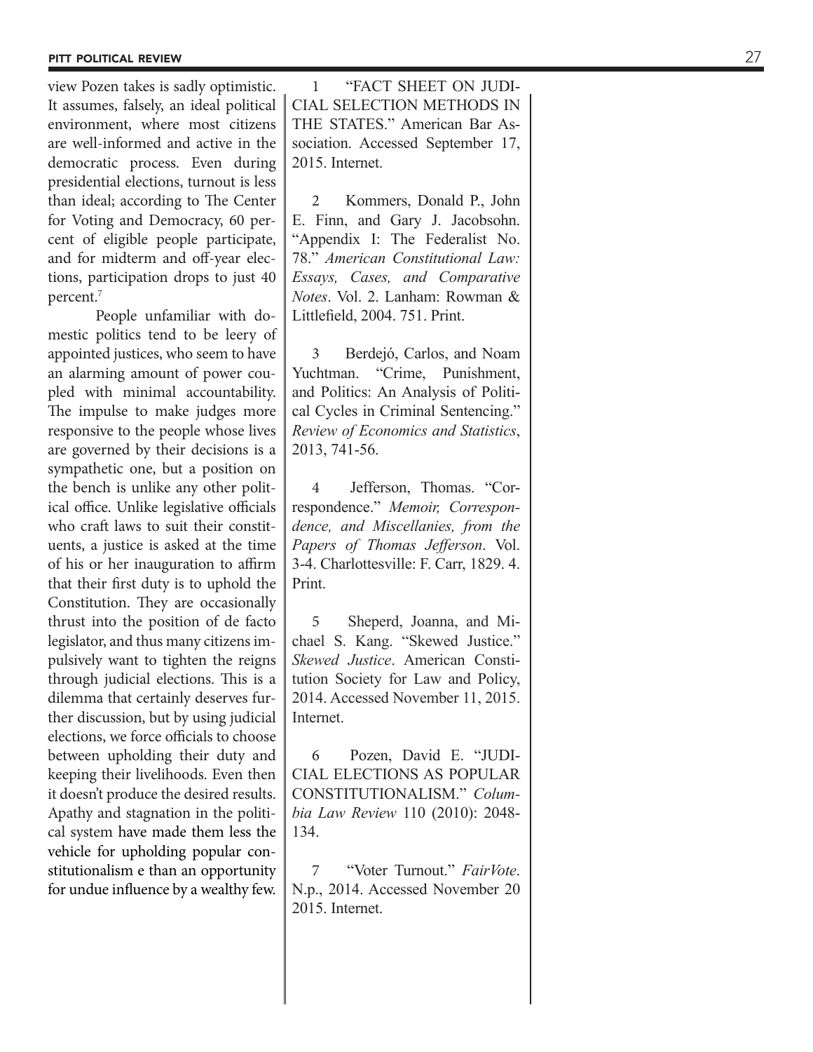view Pozen takes is sadly optimistic. It assumes, falsely, an ideal political environment, where most citizens are well-informed and active in the democratic process. Even during presidential elections, turnout is less than ideal; according to The Center for Voting and Democracy, 60 percent of eligible people participate, and for midterm and off-year elections, participation drops to just 40 percent.[7]

People unfamiliar with domestic politics tend to be leery of appointed justices, who seem to have an alarming amount of power coupled with minimal accountability. The impulse to make judges more responsive to the people whose lives are governed by their decisions is a sympathetic one, but a position on the bench is unlike any other political office. Unlike legislative officials who craft laws to suit their constituents, a justice is asked at the time of his or her inauguration to affirm that their first duty is to uphold the Constitution. They are occasionally thrust into the position of de facto legislator, and thus many citizens impulsively want to tighten the reigns through judicial elections. This is a dilemma that certainly deserves further discussion, but by using judicial elections, we force officials to choose between upholding their duty and keeping their livelihoods. Even then it doesn't produce the desired results. Apathy and stagnation in the political system have made them less the vehicle for upholding popular constitutionalism e than an opportunity for undue influence by a wealthy few.

1 "FACT SHEET ON JUDICIAL SELECTION METHODS IN THE STATES." American Bar Association. Accessed September 17, 2015. Internet.

2 Kommers, Donald P., John E. Finn, and Gary J. Jacobsohn. "Appendix I: The Federalist No. 78." *American Constitutional Law: Essays, Cases, and Comparative Notes*. Vol. 2. Lanham: Rowman & Littlefield, 2004. 751. Print.

3 Berdejó, Carlos, and Noam Yuchtman. "Crime, Punishment, and Politics: An Analysis of Political Cycles in Criminal Sentencing." *Review of Economics and Statistics*, 2013, 741-56.

4 Jefferson, Thomas. "Correspondence." *Memoir, Correspondence, and Miscellanies, from the Papers of Thomas Jefferson*. Vol. 3-4. Charlottesville: F. Carr, 1829. 4. Print.

5 Sheperd, Joanna, and Michael S. Kang. "Skewed Justice." *Skewed Justice*. American Constitution Society for Law and Policy, 2014. Accessed November 11, 2015. Internet.

6 Pozen, David E. "JUDICIAL ELECTIONS AS POPULAR CONSTITUTIONALISM." *Columbia Law Review* 110 (2010): 2048-134.

7 "Voter Turnout." *FairVote*. N.p., 2014. Accessed November 20 2015. Internet.